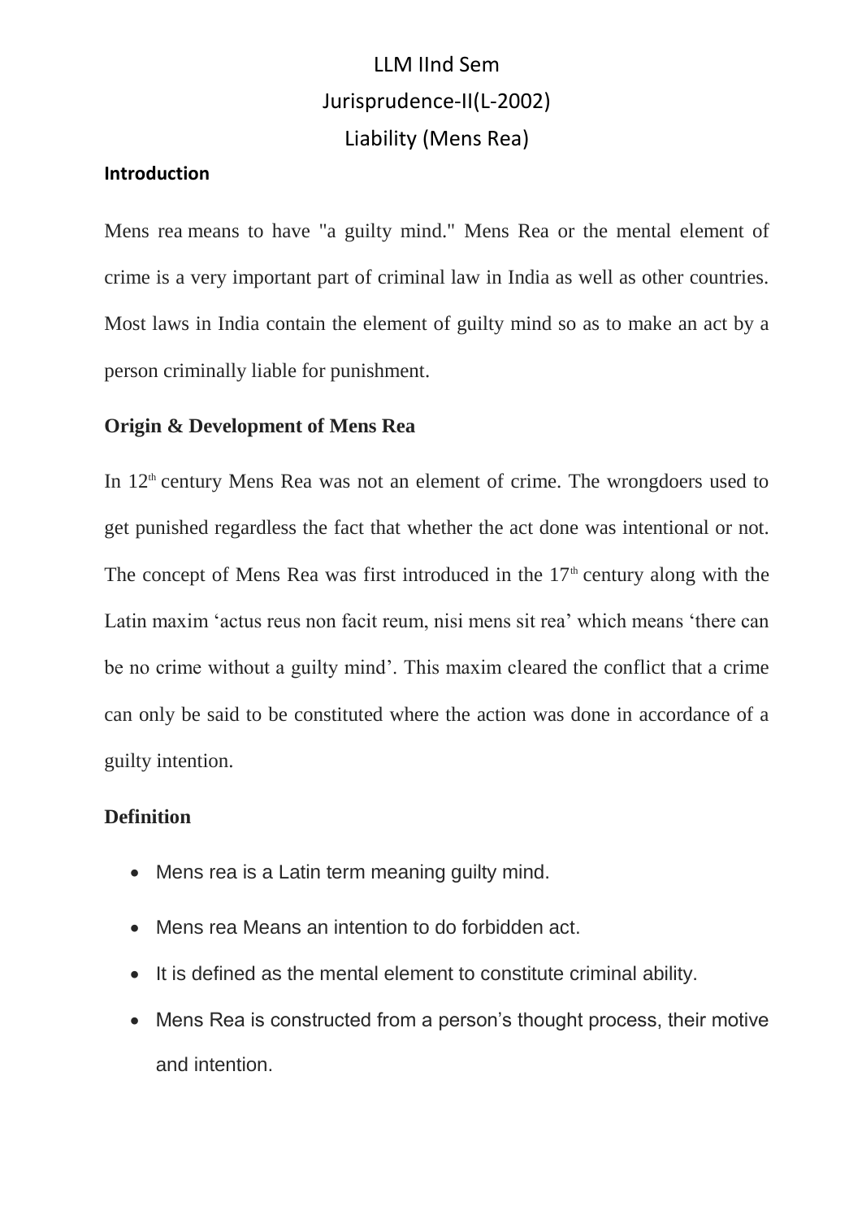# LLM IInd Sem

# Jurisprudence-II(L-2002)

# Liability (Mens Rea)

## Introduction

Mens rea means to have "a guilty mind." Mens Rea or the mental element of crime is a very important part of criminal law in India as well as other countries. Most laws in India contain the element of guilty mind so as to make an act by a person criminally liable for punishment.

## Origin & Development of Mens Rea

In 12th century Mens Rea was not an element of crime. The wrongdoers used to get punished regardless the fact that whether the act done was intentional or not. The concept of Mens Rea was first introduced in the 17th century along with the Latin maxim 'actus reus non facit reum, nisi mens sit rea' which means 'there can be no crime without a guilty mind'. This maxim cleared the conflict that a crime can only be said to be constituted where the action was done in accordance of a guilty intention.

## Definition

- Mens rea is a Latin term meaning guilty mind.
- Mens rea Means an intention to do forbidden act.
- It is defined as the mental element to constitute criminal ability.
- Mens Rea is constructed from a person's thought process, their motive and intention.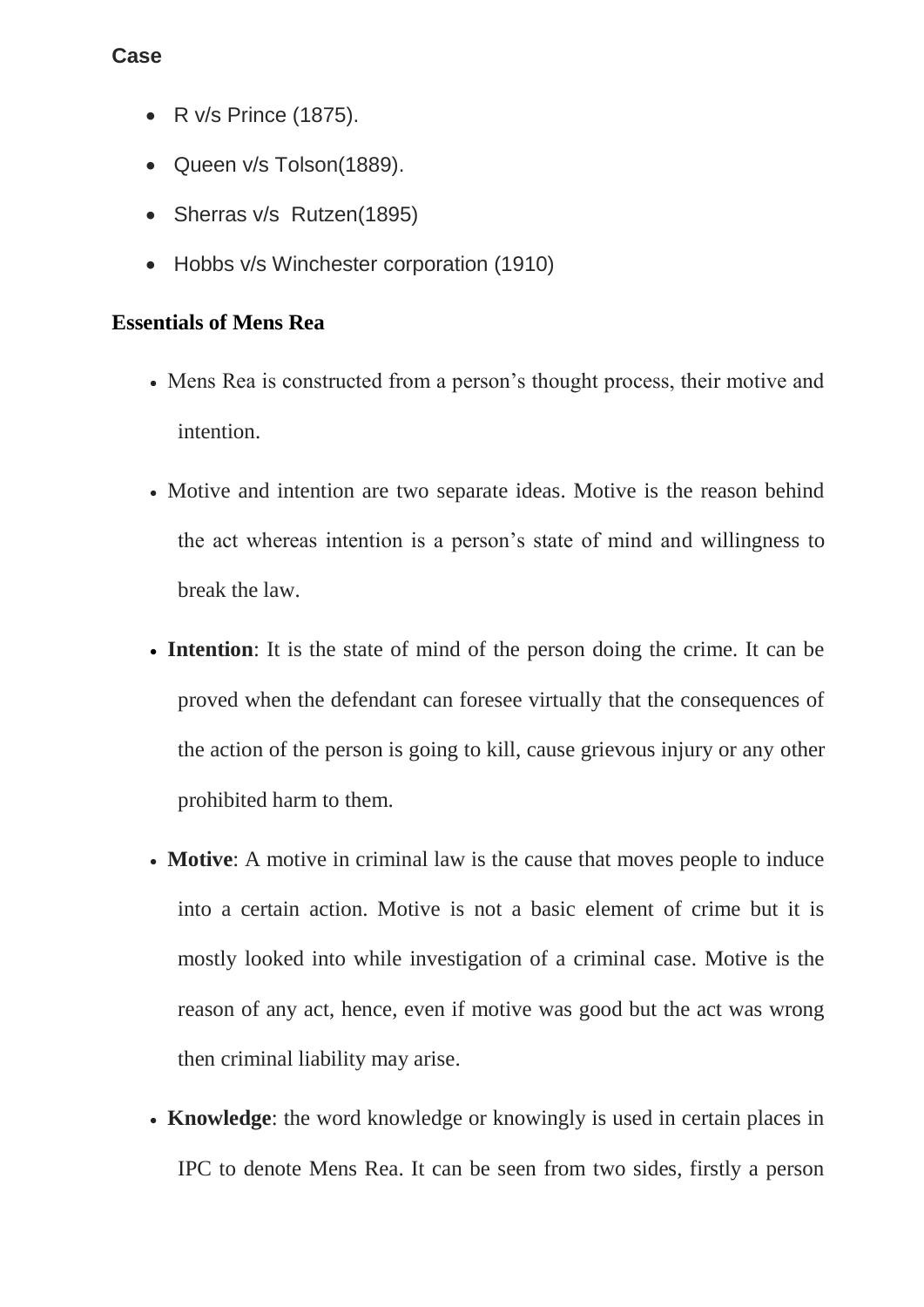**Case**

- R v/s Prince (1875).
- Queen v/s Tolson(1889).
- Sherras v/s Rutzen(1895)
- Hobbs v/s Winchester corporation (1910)

**Essentials of Mens Rea**

- Mens Rea is constructed from a person's thought process, their motive and intention.
- Motive and intention are two separate ideas. Motive is the reason behind the act whereas intention is a person's state of mind and willingness to break the law.
- **Intention**: It is the state of mind of the person doing the crime. It can be proved when the defendant can foresee virtually that the consequences of the action of the person is going to kill, cause grievous injury or any other prohibited harm to them.
- **Motive**: A motive in criminal law is the cause that moves people to induce into a certain action. Motive is not a basic element of crime but it is mostly looked into while investigation of a criminal case. Motive is the reason of any act, hence, even if motive was good but the act was wrong then criminal liability may arise.
- **Knowledge**: the word knowledge or knowingly is used in certain places in IPC to denote Mens Rea. It can be seen from two sides, firstly a person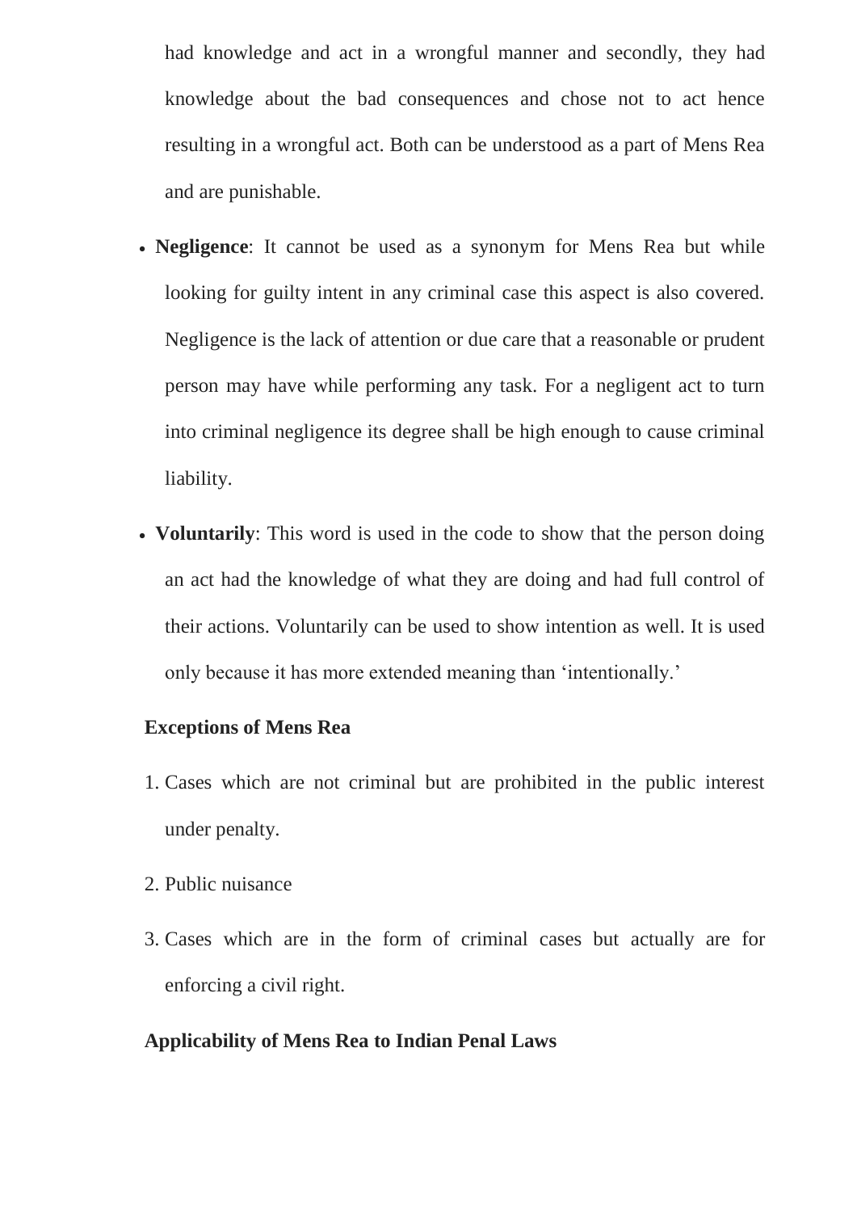had knowledge and act in a wrongful manner and secondly, they had knowledge about the bad consequences and chose not to act hence resulting in a wrongful act. Both can be understood as a part of Mens Rea and are punishable.

- **Negligence**: It cannot be used as a synonym for Mens Rea but while looking for guilty intent in any criminal case this aspect is also covered. Negligence is the lack of attention or due care that a reasonable or prudent person may have while performing any task. For a negligent act to turn into criminal negligence its degree shall be high enough to cause criminal liability.
- **Voluntarily**: This word is used in the code to show that the person doing an act had the knowledge of what they are doing and had full control of their actions. Voluntarily can be used to show intention as well. It is used only because it has more extended meaning than 'intentionally.'

**Exceptions of Mens Rea**

1. Cases which are not criminal but are prohibited in the public interest under penalty.
2. Public nuisance
3. Cases which are in the form of criminal cases but actually are for enforcing a civil right.

**Applicability of Mens Rea to Indian Penal Laws**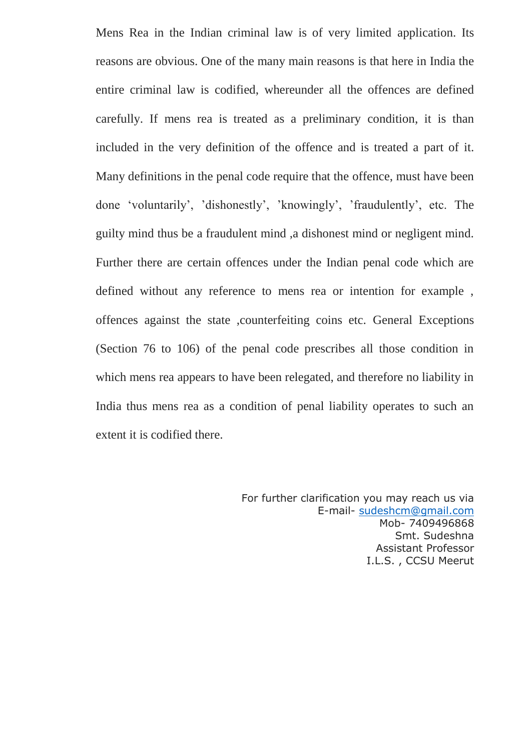Mens Rea in the Indian criminal law is of very limited application. Its reasons are obvious. One of the many main reasons is that here in India the entire criminal law is codified, whereunder all the offences are defined carefully. If mens rea is treated as a preliminary condition, it is than included in the very definition of the offence and is treated a part of it. Many definitions in the penal code require that the offence, must have been done 'voluntarily', 'dishonestly', 'knowingly', 'fraudulently', etc. The guilty mind thus be a fraudulent mind ,a dishonest mind or negligent mind. Further there are certain offences under the Indian penal code which are defined without any reference to mens rea or intention for example , offences against the state ,counterfeiting coins etc. General Exceptions (Section 76 to 106) of the penal code prescribes all those condition in which mens rea appears to have been relegated, and therefore no liability in India thus mens rea as a condition of penal liability operates to such an extent it is codified there.

For further clarification you may reach us via
E-mail- sudeshcm@gmail.com
Mob- 7409496868
Smt. Sudeshna
Assistant Professor
I.L.S. , CCSU Meerut